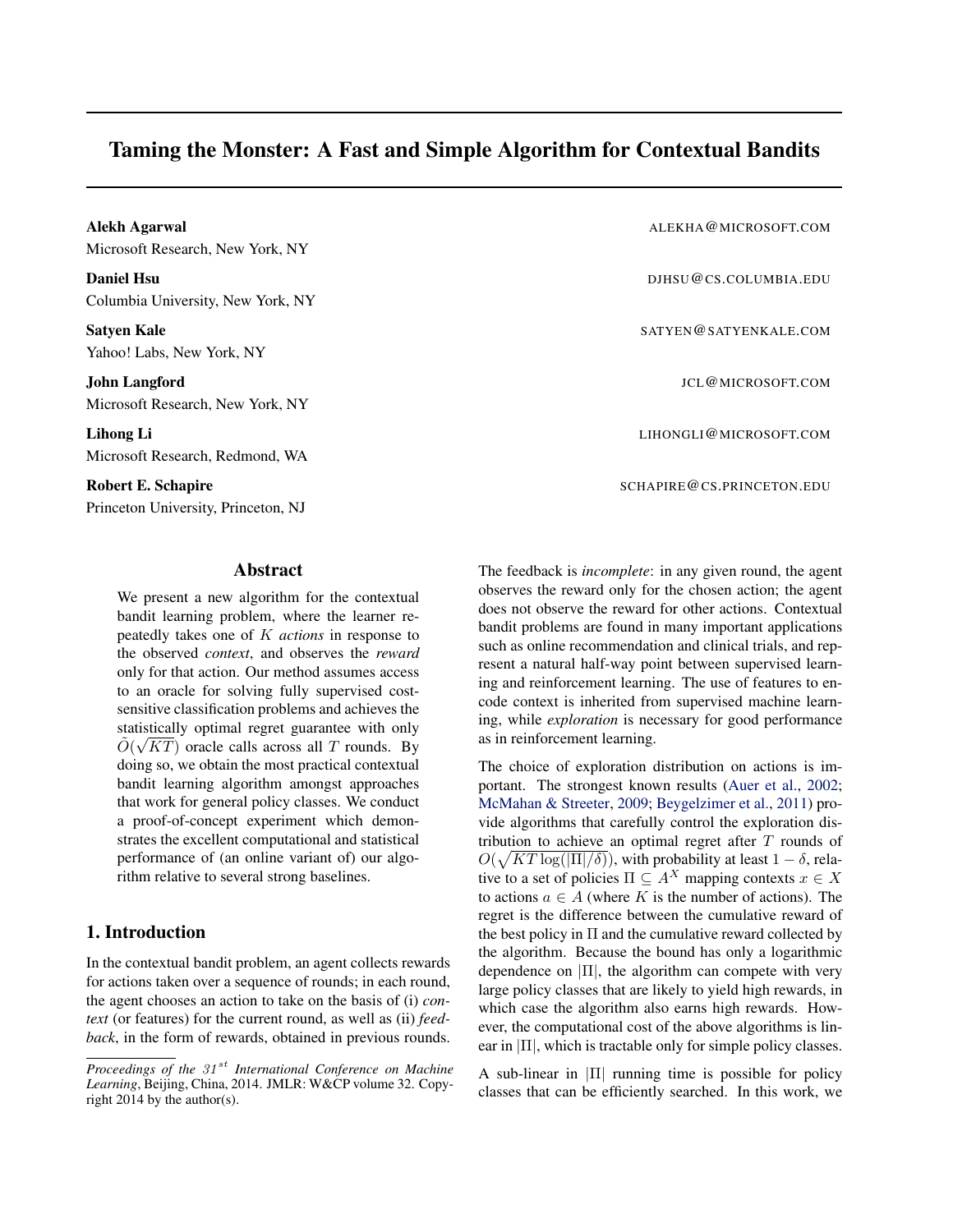# Taming the Monster: A Fast and Simple Algorithm for Contextual Bandits

**Alekh Agarwal** ALEKHA@MICROSOFT.COM
Microsoft Research, New York, NY

**Daniel Hsu** DJHSU@CS.COLUMBIA.EDU
Columbia University, New York, NY

**Satyen Kale** SATYEN@SATYENKALE.COM
Yahoo! Labs, New York, NY

**John Langford** JCL@MICROSOFT.COM
Microsoft Research, New York, NY

**Lihong Li** LIHONGLI@MICROSOFT.COM
Microsoft Research, Redmond, WA

**Robert E. Schapire** SCHAPIRE@CS.PRINCETON.EDU
Princeton University, Princeton, NJ

## Abstract

We present a new algorithm for the contextual bandit learning problem, where the learner repeatedly takes one of $K$ *actions* in response to the observed *context*, and observes the *reward* only for that action. Our method assumes access to an oracle for solving fully supervised cost-sensitive classification problems and achieves the statistically optimal regret guarantee with only $\tilde{O}(\sqrt{KT})$ oracle calls across all $T$ rounds. By doing so, we obtain the most practical contextual bandit learning algorithm amongst approaches that work for general policy classes. We conduct a proof-of-concept experiment which demonstrates the excellent computational and statistical performance of (an online variant of) our algorithm relative to several strong baselines.

## 1. Introduction

In the contextual bandit problem, an agent collects rewards for actions taken over a sequence of rounds; in each round, the agent chooses an action to take on the basis of (i) *context* (or features) for the current round, as well as (ii) *feedback*, in the form of rewards, obtained in previous rounds. The feedback is *incomplete*: in any given round, the agent observes the reward only for the chosen action; the agent does not observe the reward for other actions. Contextual bandit problems are found in many important applications such as online recommendation and clinical trials, and represent a natural half-way point between supervised learning and reinforcement learning. The use of features to encode context is inherited from supervised machine learning, while *exploration* is necessary for good performance as in reinforcement learning.

The choice of exploration distribution on actions is important. The strongest known results (Auer et al., 2002; McMahan & Streeter, 2009; Beygelzimer et al., 2011) provide algorithms that carefully control the exploration distribution to achieve an optimal regret after $T$ rounds of $O(\sqrt{KT \log(|\Pi|/\delta)})$, with probability at least $1-\delta$, relative to a set of policies $\Pi \subseteq A^X$ mapping contexts $x \in X$ to actions $a \in A$ (where $K$ is the number of actions). The regret is the difference between the cumulative reward of the best policy in $\Pi$ and the cumulative reward collected by the algorithm. Because the bound has only a logarithmic dependence on $|\Pi|$, the algorithm can compete with very large policy classes that are likely to yield high rewards, in which case the algorithm also earns high rewards. However, the computational cost of the above algorithms is linear in $|\Pi|$, which is tractable only for simple policy classes.

A sub-linear in $|\Pi|$ running time is possible for policy classes that can be efficiently searched. In this work, we

*Proceedings of the 31st International Conference on Machine Learning*, Beijing, China, 2014. JMLR: W&CP volume 32. Copyright 2014 by the author(s).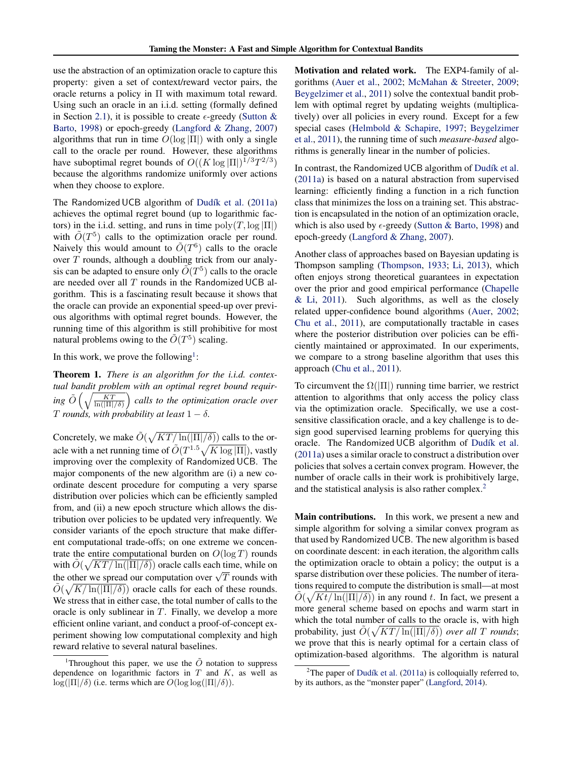use the abstraction of an optimization oracle to capture this property: given a set of context/reward vector pairs, the oracle returns a policy in $\Pi$ with maximum total reward. Using such an oracle in an i.i.d. setting (formally defined in Section 2.1), it is possible to create $\epsilon$-greedy (Sutton & Barto, 1998) or epoch-greedy (Langford & Zhang, 2007) algorithms that run in time $O(\log |\Pi|)$ with only a single call to the oracle per round. However, these algorithms have suboptimal regret bounds of $O((K \log |\Pi|)^{1/3} T^{2/3})$ because the algorithms randomize uniformly over actions when they choose to explore.

The Randomized UCB algorithm of Dudík et al. (2011a) achieves the optimal regret bound (up to logarithmic factors) in the i.i.d. setting, and runs in time $\mathrm{poly}(T, \log |\Pi|)$ with $\tilde{O}(T^5)$ calls to the optimization oracle per round. Naively this would amount to $\tilde{O}(T^6)$ calls to the oracle over $T$ rounds, although a doubling trick from our analysis can be adapted to ensure only $\tilde{O}(T^5)$ calls to the oracle are needed over all $T$ rounds in the Randomized UCB algorithm. This is a fascinating result because it shows that the oracle can provide an exponential speed-up over previous algorithms with optimal regret bounds. However, the running time of this algorithm is still prohibitive for most natural problems owing to the $\tilde{O}(T^5)$ scaling.

In this work, we prove the following[1]:

**Theorem 1.** *There is an algorithm for the i.i.d. contextual bandit problem with an optimal regret bound requiring* $\tilde{O}\left(\sqrt{\frac{KT}{\ln(|\Pi|/\delta)}}\right)$ *calls to the optimization oracle over* $T$ *rounds, with probability at least* $1 - \delta$.

Concretely, we make $\tilde{O}(\sqrt{KT/\ln(|\Pi|/\delta)})$ calls to the oracle with a net running time of $\tilde{O}(T^{1.5}\sqrt{K \log |\Pi|})$, vastly improving over the complexity of Randomized UCB. The major components of the new algorithm are (i) a new coordinate descent procedure for computing a very sparse distribution over policies which can be efficiently sampled from, and (ii) a new epoch structure which allows the distribution over policies to be updated very infrequently. We consider variants of the epoch structure that make different computational trade-offs; on one extreme we concentrate the entire computational burden on $O(\log T)$ rounds with $\tilde{O}(\sqrt{KT/\ln(|\Pi|/\delta)})$ oracle calls each time, while on the other we spread our computation over $\sqrt{T}$ rounds with $\tilde{O}(\sqrt{K/\ln(|\Pi|/\delta)})$ oracle calls for each of these rounds. We stress that in either case, the total number of calls to the oracle is only sublinear in $T$. Finally, we develop a more efficient online variant, and conduct a proof-of-concept experiment showing low computational complexity and high reward relative to several natural baselines.

[1] Throughout this paper, we use the $\tilde{O}$ notation to suppress dependence on logarithmic factors in $T$ and $K$, as well as $\log(|\Pi|/\delta)$ (i.e. terms which are $O(\log \log(|\Pi|/\delta))$.

**Motivation and related work.** The EXP4-family of algorithms (Auer et al., 2002; McMahan & Streeter, 2009; Beygelzimer et al., 2011) solve the contextual bandit problem with optimal regret by updating weights (multiplicatively) over all policies in every round. Except for a few special cases (Helmbold & Schapire, 1997; Beygelzimer et al., 2011), the running time of such *measure-based* algorithms is generally linear in the number of policies.

In contrast, the Randomized UCB algorithm of Dudík et al. (2011a) is based on a natural abstraction from supervised learning: efficiently finding a function in a rich function class that minimizes the loss on a training set. This abstraction is encapsulated in the notion of an optimization oracle, which is also used by $\epsilon$-greedy (Sutton & Barto, 1998) and epoch-greedy (Langford & Zhang, 2007).

Another class of approaches based on Bayesian updating is Thompson sampling (Thompson, 1933; Li, 2013), which often enjoys strong theoretical guarantees in expectation over the prior and good empirical performance (Chapelle & Li, 2011). Such algorithms, as well as the closely related upper-confidence bound algorithms (Auer, 2002; Chu et al., 2011), are computationally tractable in cases where the posterior distribution over policies can be efficiently maintained or approximated. In our experiments, we compare to a strong baseline algorithm that uses this approach (Chu et al., 2011).

To circumvent the $\Omega(|\Pi|)$ running time barrier, we restrict attention to algorithms that only access the policy class via the optimization oracle. Specifically, we use a cost-sensitive classification oracle, and a key challenge is to design good supervised learning problems for querying this oracle. The Randomized UCB algorithm of Dudík et al. (2011a) uses a similar oracle to construct a distribution over policies that solves a certain convex program. However, the number of oracle calls in their work is prohibitively large, and the statistical analysis is also rather complex.[2]

**Main contributions.** In this work, we present a new and simple algorithm for solving a similar convex program as that used by Randomized UCB. The new algorithm is based on coordinate descent: in each iteration, the algorithm calls the optimization oracle to obtain a policy; the output is a sparse distribution over these policies. The number of iterations required to compute the distribution is small—at most $\tilde{O}(\sqrt{Kt/\ln(|\Pi|/\delta)})$ in any round $t$. In fact, we present a more general scheme based on epochs and warm start in which the total number of calls to the oracle is, with high probability, just $\tilde{O}(\sqrt{KT/\ln(|\Pi|/\delta)})$ *over all* $T$ *rounds*; we prove that this is nearly optimal for a certain class of optimization-based algorithms. The algorithm is natural

[2] The paper of Dudík et al. (2011a) is colloquially referred to, by its authors, as the "monster paper" (Langford, 2014).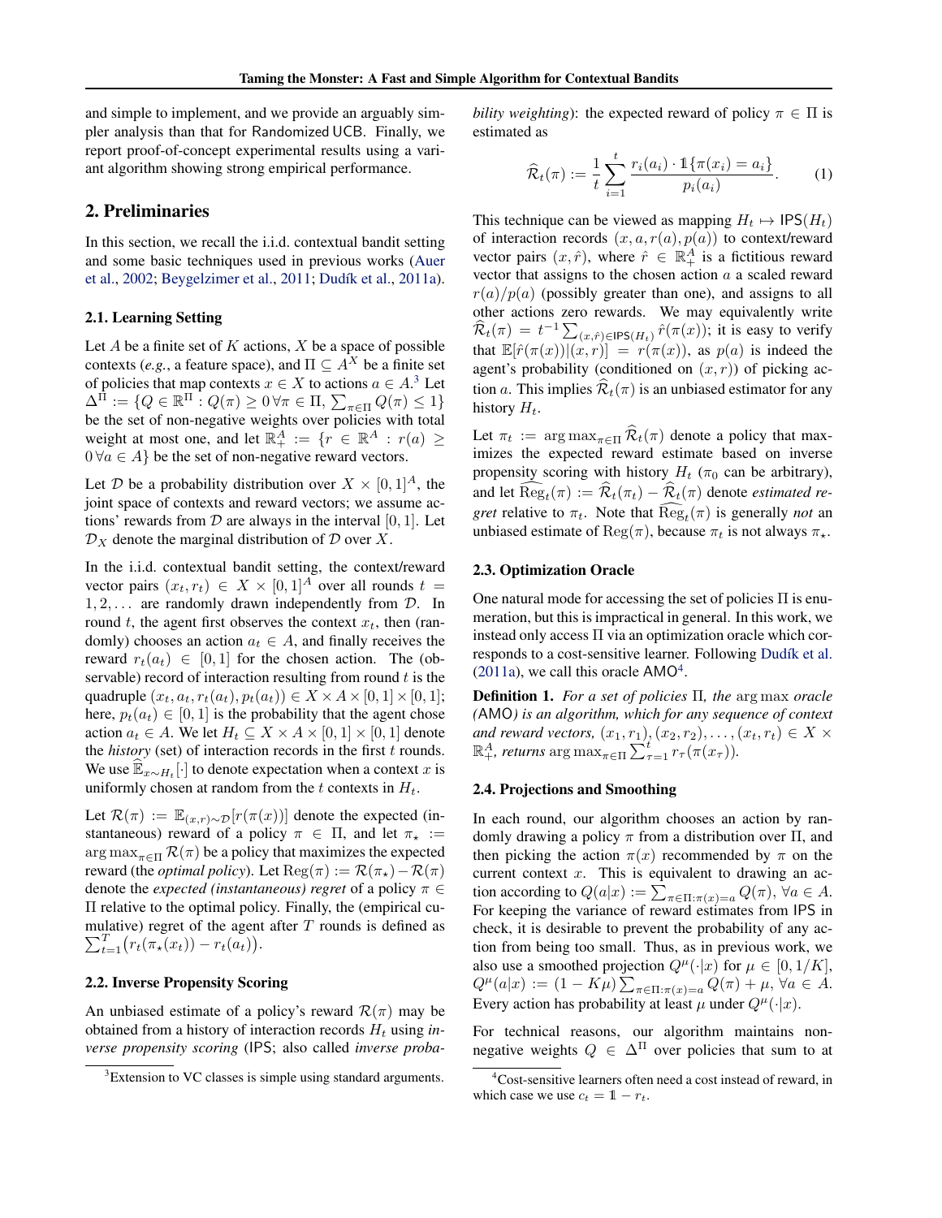and simple to implement, and we provide an arguably simpler analysis than that for Randomized UCB. Finally, we report proof-of-concept experimental results using a variant algorithm showing strong empirical performance.

## 2. Preliminaries

In this section, we recall the i.i.d. contextual bandit setting and some basic techniques used in previous works (Auer et al., 2002; Beygelzimer et al., 2011; Dudík et al., 2011a).

### 2.1. Learning Setting

Let $A$ be a finite set of $K$ actions, $X$ be a space of possible contexts (*e.g.*, a feature space), and $\Pi \subseteq A^X$ be a finite set of policies that map contexts $x \in X$ to actions $a \in A$.[3] Let $\Delta^\Pi := \{Q \in \mathbb{R}^\Pi : Q(\pi) \geq 0 \, \forall \pi \in \Pi, \sum_{\pi \in \Pi} Q(\pi) \leq 1\}$ be the set of non-negative weights over policies with total weight at most one, and let $\mathbb{R}_+^A := \{r \in \mathbb{R}^A : r(a) \geq 0 \, \forall a \in A\}$ be the set of non-negative reward vectors.

Let $\mathcal{D}$ be a probability distribution over $X \times [0,1]^A$, the joint space of contexts and reward vectors; we assume actions' rewards from $\mathcal{D}$ are always in the interval $[0,1]$. Let $\mathcal{D}_X$ denote the marginal distribution of $\mathcal{D}$ over $X$.

In the i.i.d. contextual bandit setting, the context/reward vector pairs $(x_t, r_t) \in X \times [0,1]^A$ over all rounds $t = 1, 2, \ldots$ are randomly drawn independently from $\mathcal{D}$. In round $t$, the agent first observes the context $x_t$, then (randomly) chooses an action $a_t \in A$, and finally receives the reward $r_t(a_t) \in [0,1]$ for the chosen action. The (observable) record of interaction resulting from round $t$ is the quadruple $(x_t, a_t, r_t(a_t), p_t(a_t)) \in X \times A \times [0,1] \times [0,1]$; here, $p_t(a_t) \in [0,1]$ is the probability that the agent chose action $a_t \in A$. We let $H_t \subseteq X \times A \times [0,1] \times [0,1]$ denote the *history* (set) of interaction records in the first $t$ rounds. We use $\widehat{\mathbb{E}}_{x \sim H_t}[\cdot]$ to denote expectation when a context $x$ is uniformly chosen at random from the $t$ contexts in $H_t$.

Let $\mathcal{R}(\pi) := \mathbb{E}_{(x,r) \sim \mathcal{D}}[r(\pi(x))]$ denote the expected (instantaneous) reward of a policy $\pi \in \Pi$, and let $\pi_\star := \arg\max_{\pi \in \Pi} \mathcal{R}(\pi)$ be a policy that maximizes the expected reward (the *optimal policy*). Let $\mathrm{Reg}(\pi) := \mathcal{R}(\pi_\star) - \mathcal{R}(\pi)$ denote the *expected (instantaneous) regret* of a policy $\pi \in \Pi$ relative to the optimal policy. Finally, the (empirical cumulative) regret of the agent after $T$ rounds is defined as $\sum_{t=1}^{T} \big(r_t(\pi_\star(x_t)) - r_t(a_t)\big)$.

### 2.2. Inverse Propensity Scoring

An unbiased estimate of a policy's reward $\mathcal{R}(\pi)$ may be obtained from a history of interaction records $H_t$ using *inverse propensity scoring* (IPS; also called *inverse probability weighting*): the expected reward of policy $\pi \in \Pi$ is estimated as

$$\widehat{\mathcal{R}}_t(\pi) := \frac{1}{t} \sum_{i=1}^{t} \frac{r_i(a_i) \cdot \mathbb{1}\{\pi(x_i) = a_i\}}{p_i(a_i)}. \tag{1}$$

This technique can be viewed as mapping $H_t \mapsto \mathsf{IPS}(H_t)$ of interaction records $(x, a, r(a), p(a))$ to context/reward vector pairs $(x, \hat{r})$, where $\hat{r} \in \mathbb{R}_+^A$ is a fictitious reward vector that assigns to the chosen action $a$ a scaled reward $r(a)/p(a)$ (possibly greater than one), and assigns to all other actions zero rewards. We may equivalently write $\widehat{\mathcal{R}}_t(\pi) = t^{-1} \sum_{(x,\hat{r}) \in \mathsf{IPS}(H_t)} \hat{r}(\pi(x))$; it is easy to verify that $\mathbb{E}[\hat{r}(\pi(x)) | (x, r)] = r(\pi(x))$, as $p(a)$ is indeed the agent's probability (conditioned on $(x, r)$) of picking action $a$. This implies $\widehat{\mathcal{R}}_t(\pi)$ is an unbiased estimator for any history $H_t$.

Let $\pi_t := \arg\max_{\pi \in \Pi} \widehat{\mathcal{R}}_t(\pi)$ denote a policy that maximizes the expected reward estimate based on inverse propensity scoring with history $H_t$ ($\pi_0$ can be arbitrary), and let $\widehat{\mathrm{Reg}}_t(\pi) := \widehat{\mathcal{R}}_t(\pi_t) - \widehat{\mathcal{R}}_t(\pi)$ denote *estimated regret* relative to $\pi_t$. Note that $\widehat{\mathrm{Reg}}_t(\pi)$ is generally *not* an unbiased estimate of $\mathrm{Reg}(\pi)$, because $\pi_t$ is not always $\pi_\star$.

### 2.3. Optimization Oracle

One natural mode for accessing the set of policies $\Pi$ is enumeration, but this is impractical in general. In this work, we instead only access $\Pi$ via an optimization oracle which corresponds to a cost-sensitive learner. Following Dudík et al. (2011a), we call this oracle AMO[4].

**Definition 1.** *For a set of policies* $\Pi$*, the* $\arg\max$ *oracle (*AMO*) is an algorithm, which for any sequence of context and reward vectors,* $(x_1, r_1), (x_2, r_2), \ldots, (x_t, r_t) \in X \times \mathbb{R}_+^A$*, returns* $\arg\max_{\pi \in \Pi} \sum_{\tau=1}^{t} r_\tau(\pi(x_\tau))$.

### 2.4. Projections and Smoothing

In each round, our algorithm chooses an action by randomly drawing a policy $\pi$ from a distribution over $\Pi$, and then picking the action $\pi(x)$ recommended by $\pi$ on the current context $x$. This is equivalent to drawing an action according to $Q(a|x) := \sum_{\pi \in \Pi : \pi(x) = a} Q(\pi), \, \forall a \in A$. For keeping the variance of reward estimates from IPS in check, it is desirable to prevent the probability of any action from being too small. Thus, as in previous work, we also use a smoothed projection $Q^\mu(\cdot|x)$ for $\mu \in [0, 1/K]$, $Q^\mu(a|x) := (1 - K\mu) \sum_{\pi \in \Pi : \pi(x) = a} Q(\pi) + \mu, \, \forall a \in A$. Every action has probability at least $\mu$ under $Q^\mu(\cdot|x)$.

For technical reasons, our algorithm maintains non-negative weights $Q \in \Delta^\Pi$ over policies that sum to at

---

[3] Extension to VC classes is simple using standard arguments.

[4] Cost-sensitive learners often need a cost instead of reward, in which case we use $c_t = \mathbb{1} - r_t$.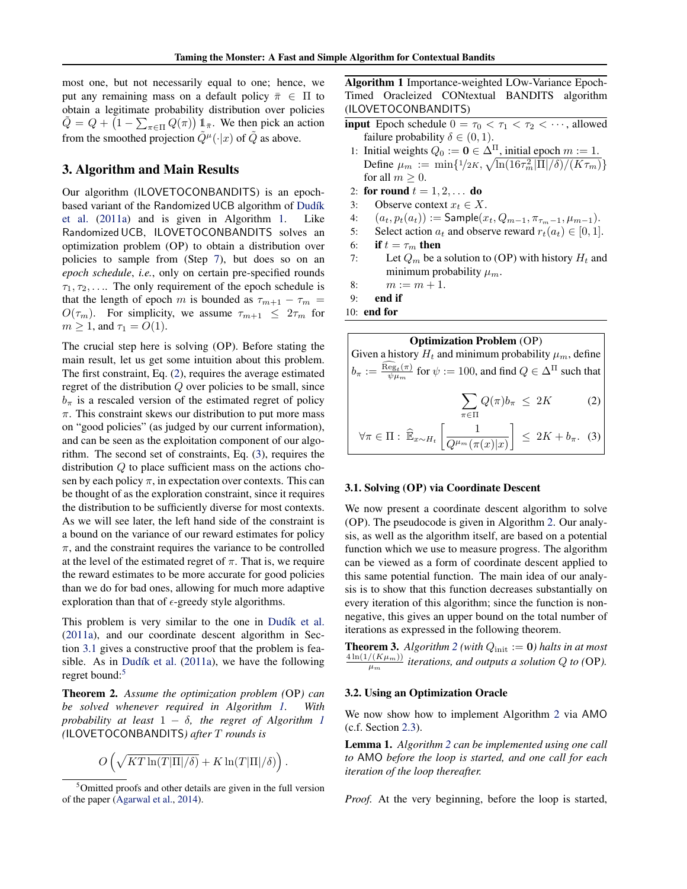most one, but not necessarily equal to one; hence, we put any remaining mass on a default policy $\bar{\pi} \in \Pi$ to obtain a legitimate probability distribution over policies $\tilde{Q} = Q + \left(1 - \sum_{\pi \in \Pi} Q(\pi)\right) \mathbb{1}_{\bar{\pi}}$. We then pick an action from the smoothed projection $\tilde{Q}^{\mu}(\cdot|x)$ of $\tilde{Q}$ as above.

## 3. Algorithm and Main Results

Our algorithm (ILOVETOCONBANDITS) is an epoch-based variant of the Randomized UCB algorithm of Dudík et al. (2011a) and is given in Algorithm 1. Like Randomized UCB, ILOVETOCONBANDITS solves an optimization problem (OP) to obtain a distribution over policies to sample from (Step 7), but does so on an *epoch schedule*, *i.e.*, only on certain pre-specified rounds $\tau_1, \tau_2, \ldots$. The only requirement of the epoch schedule is that the length of epoch $m$ is bounded as $\tau_{m+1} - \tau_m = O(\tau_m)$. For simplicity, we assume $\tau_{m+1} \leq 2\tau_m$ for $m \geq 1$, and $\tau_1 = O(1)$.

The crucial step here is solving (OP). Before stating the main result, let us get some intuition about this problem. The first constraint, Eq. (2), requires the average estimated regret of the distribution $Q$ over policies to be small, since $b_\pi$ is a rescaled version of the estimated regret of policy $\pi$. This constraint skews our distribution to put more mass on "good policies" (as judged by our current information), and can be seen as the exploitation component of our algorithm. The second set of constraints, Eq. (3), requires the distribution $Q$ to place sufficient mass on the actions chosen by each policy $\pi$, in expectation over contexts. This can be thought of as the exploration constraint, since it requires the distribution to be sufficiently diverse for most contexts. As we will see later, the left hand side of the constraint is a bound on the variance of our reward estimates for policy $\pi$, and the constraint requires the variance to be controlled at the level of the estimated regret of $\pi$. That is, we require the reward estimates to be more accurate for good policies than we do for bad ones, allowing for much more adaptive exploration than that of $\epsilon$-greedy style algorithms.

This problem is very similar to the one in Dudík et al. (2011a), and our coordinate descent algorithm in Section 3.1 gives a constructive proof that the problem is feasible. As in Dudík et al. (2011a), we have the following regret bound:[5]

**Theorem 2.** *Assume the optimization problem (OP) can be solved whenever required in Algorithm 1. With probability at least $1 - \delta$, the regret of Algorithm 1 (ILOVETOCONBANDITS) after $T$ rounds is*

$$O\left(\sqrt{KT \ln(T|\Pi|/\delta)} + K \ln(T|\Pi|/\delta)\right).$$

[5] Omitted proofs and other details are given in the full version of the paper (Agarwal et al., 2014).

---

**Algorithm 1** Importance-weighted LOw-Variance Epoch-Timed Oracleized CONtextual BANDITS algorithm (ILOVETOCONBANDITS)

**input** Epoch schedule $0 = \tau_0 < \tau_1 < \tau_2 < \cdots$, allowed failure probability $\delta \in (0, 1)$.

1: Initial weights $Q_0 := \mathbf{0} \in \Delta^{\Pi}$, initial epoch $m := 1$. Define $\mu_m := \min\{1/2K, \sqrt{\ln(16\tau_m^2|\Pi|/\delta)/(K\tau_m)}\}$ for all $m \geq 0$.
2: **for** round $t = 1, 2, \ldots$ **do**
3: Observe context $x_t \in X$.
4: $(a_t, p_t(a_t)) := \mathsf{Sample}(x_t, Q_{m-1}, \pi_{\tau_m - 1}, \mu_{m-1})$.
5: Select action $a_t$ and observe reward $r_t(a_t) \in [0, 1]$.
6: **if** $t = \tau_m$ **then**
7: Let $Q_m$ be a solution to (OP) with history $H_t$ and minimum probability $\mu_m$.
8: $m := m + 1$.
9: **end if**
10: **end for**

---

**Optimization Problem** (OP)

Given a history $H_t$ and minimum probability $\mu_m$, define $b_\pi := \frac{\widehat{\mathrm{Reg}}_t(\pi)}{\psi \mu_m}$ for $\psi := 100$, and find $Q \in \Delta^{\Pi}$ such that

$$\sum_{\pi \in \Pi} Q(\pi) b_\pi \leq 2K \quad (2)$$

$$\forall \pi \in \Pi: \; \widehat{\mathbb{E}}_{x \sim H_t}\left[\frac{1}{Q^{\mu_m}(\pi(x)|x)}\right] \leq 2K + b_\pi. \quad (3)$$

### 3.1. Solving (OP) via Coordinate Descent

We now present a coordinate descent algorithm to solve (OP). The pseudocode is given in Algorithm 2. Our analysis, as well as the algorithm itself, are based on a potential function which we use to measure progress. The algorithm can be viewed as a form of coordinate descent applied to this same potential function. The main idea of our analysis is to show that this function decreases substantially on every iteration of this algorithm; since the function is nonnegative, this gives an upper bound on the total number of iterations as expressed in the following theorem.

**Theorem 3.** *Algorithm 2 (with $Q_{\mathrm{init}} := \mathbf{0}$) halts in at most $\frac{4\ln(1/(K\mu_m))}{\mu_m}$ iterations, and outputs a solution $Q$ to (OP).*

### 3.2. Using an Optimization Oracle

We now show how to implement Algorithm 2 via AMO (c.f. Section 2.3).

**Lemma 1.** *Algorithm 2 can be implemented using one call to AMO before the loop is started, and one call for each iteration of the loop thereafter.*

*Proof.* At the very beginning, before the loop is started,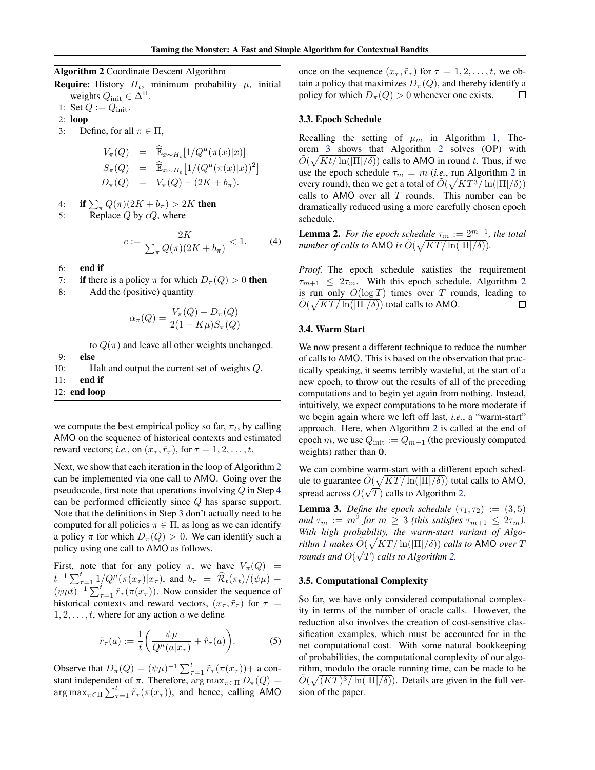**Algorithm 2** Coordinate Descent Algorithm

**Require:** History $H_t$, minimum probability $\mu$, initial weights $Q_{\text{init}} \in \Delta^\Pi$.

1: Set $Q := Q_{\text{init}}$.
2: **loop**
3: Define, for all $\pi \in \Pi$,

$$\begin{aligned} V_\pi(Q) &= \widehat{\mathbb{E}}_{x \sim H_t}[1/Q^\mu(\pi(x)|x)] \\ S_\pi(Q) &= \widehat{\mathbb{E}}_{x \sim H_t}\left[1/(Q^\mu(\pi(x)|x))^2\right] \\ D_\pi(Q) &= V_\pi(Q) - (2K + b_\pi). \end{aligned}$$

4: **if** $\sum_\pi Q(\pi)(2K + b_\pi) > 2K$ **then**
5: Replace $Q$ by $cQ$, where

$$c := \frac{2K}{\sum_\pi Q(\pi)(2K + b_\pi)} < 1. \tag{4}$$

6: **end if**
7: **if** there is a policy $\pi$ for which $D_\pi(Q) > 0$ **then**
8: Add the (positive) quantity

$$\alpha_\pi(Q) = \frac{V_\pi(Q) + D_\pi(Q)}{2(1 - K\mu)S_\pi(Q)}$$

to $Q(\pi)$ and leave all other weights unchanged.
9: **else**
10: Halt and output the current set of weights $Q$.
11: **end if**
12: **end loop**

we compute the best empirical policy so far, $\pi_t$, by calling AMO on the sequence of historical contexts and estimated reward vectors; *i.e.*, on $(x_\tau, \hat{r}_\tau)$, for $\tau = 1, 2, \ldots, t$.

Next, we show that each iteration in the loop of Algorithm 2 can be implemented via one call to AMO. Going over the pseudocode, first note that operations involving $Q$ in Step 4 can be performed efficiently since $Q$ has sparse support. Note that the definitions in Step 3 don't actually need to be computed for all policies $\pi \in \Pi$, as long as we can identify a policy $\pi$ for which $D_\pi(Q) > 0$. We can identify such a policy using one call to AMO as follows.

First, note that for any policy $\pi$, we have $V_\pi(Q) = t^{-1} \sum_{\tau=1}^t 1/Q^\mu(\pi(x_\tau)|x_\tau)$, and $b_\pi = \widehat{\mathcal{R}}_t(\pi_t)/(\psi\mu) - (\psi\mu t)^{-1} \sum_{\tau=1}^t \hat{r}_\tau(\pi(x_\tau))$. Now consider the sequence of historical contexts and reward vectors, $(x_\tau, \tilde{r}_\tau)$ for $\tau = 1, 2, \ldots, t$, where for any action $a$ we define

$$\tilde{r}_\tau(a) := \frac{1}{t}\left(\frac{\psi\mu}{Q^\mu(a|x_\tau)} + \hat{r}_\tau(a)\right). \tag{5}$$

Observe that $D_\pi(Q) = (\psi\mu)^{-1} \sum_{\tau=1}^t \tilde{r}_\tau(\pi(x_\tau)) +$ a constant independent of $\pi$. Therefore, $\arg\max_{\pi \in \Pi} D_\pi(Q) = \arg\max_{\pi \in \Pi} \sum_{\tau=1}^t \tilde{r}_\tau(\pi(x_\tau))$, and hence, calling AMO once on the sequence $(x_\tau, \tilde{r}_\tau)$ for $\tau = 1, 2, \ldots, t$, we obtain a policy that maximizes $D_\pi(Q)$, and thereby identify a policy for which $D_\pi(Q) > 0$ whenever one exists. $\square$

### 3.3. Epoch Schedule

Recalling the setting of $\mu_m$ in Algorithm 1, Theorem 3 shows that Algorithm 2 solves (OP) with $\tilde{O}(\sqrt{Kt/\ln(|\Pi|/\delta)})$ calls to AMO in round $t$. Thus, if we use the epoch schedule $\tau_m = m$ (*i.e.*, run Algorithm 2 in every round), then we get a total of $\tilde{O}(\sqrt{KT^3/\ln(|\Pi|/\delta)})$ calls to AMO over all $T$ rounds. This number can be dramatically reduced using a more carefully chosen epoch schedule.

**Lemma 2.** *For the epoch schedule $\tau_m := 2^{m-1}$, the total number of calls to* AMO *is $\tilde{O}(\sqrt{KT/\ln(|\Pi|/\delta)})$.*

*Proof.* The epoch schedule satisfies the requirement $\tau_{m+1} \leq 2\tau_m$. With this epoch schedule, Algorithm 2 is run only $O(\log T)$ times over $T$ rounds, leading to $\tilde{O}(\sqrt{KT/\ln(|\Pi|/\delta)})$ total calls to AMO. $\square$

### 3.4. Warm Start

We now present a different technique to reduce the number of calls to AMO. This is based on the observation that practically speaking, it seems terribly wasteful, at the start of a new epoch, to throw out the results of all of the preceding computations and to begin yet again from nothing. Instead, intuitively, we expect computations to be more moderate if we begin again where we left off last, *i.e.*, a "warm-start" approach. Here, when Algorithm 2 is called at the end of epoch $m$, we use $Q_{\text{init}} := Q_{m-1}$ (the previously computed weights) rather than $\mathbf{0}$.

We can combine warm-start with a different epoch schedule to guarantee $\tilde{O}(\sqrt{KT/\ln(|\Pi|/\delta)})$ total calls to AMO, spread across $O(\sqrt{T})$ calls to Algorithm 2.

**Lemma 3.** *Define the epoch schedule $(\tau_1, \tau_2) := (3, 5)$ and $\tau_m := m^2$ for $m \geq 3$ (this satisfies $\tau_{m+1} \leq 2\tau_m$). With high probability, the warm-start variant of Algorithm 1 makes $\tilde{O}(\sqrt{KT/\ln(|\Pi|/\delta)})$ calls to* AMO *over $T$ rounds and $O(\sqrt{T})$ calls to Algorithm 2.*

### 3.5. Computational Complexity

So far, we have only considered computational complexity in terms of the number of oracle calls. However, the reduction also involves the creation of cost-sensitive classification examples, which must be accounted for in the net computational cost. With some natural bookkeeping of probabilities, the computational complexity of our algorithm, modulo the oracle running time, can be made to be $\tilde{O}(\sqrt{(KT)^3/\ln(|\Pi|/\delta)})$. Details are given in the full version of the paper.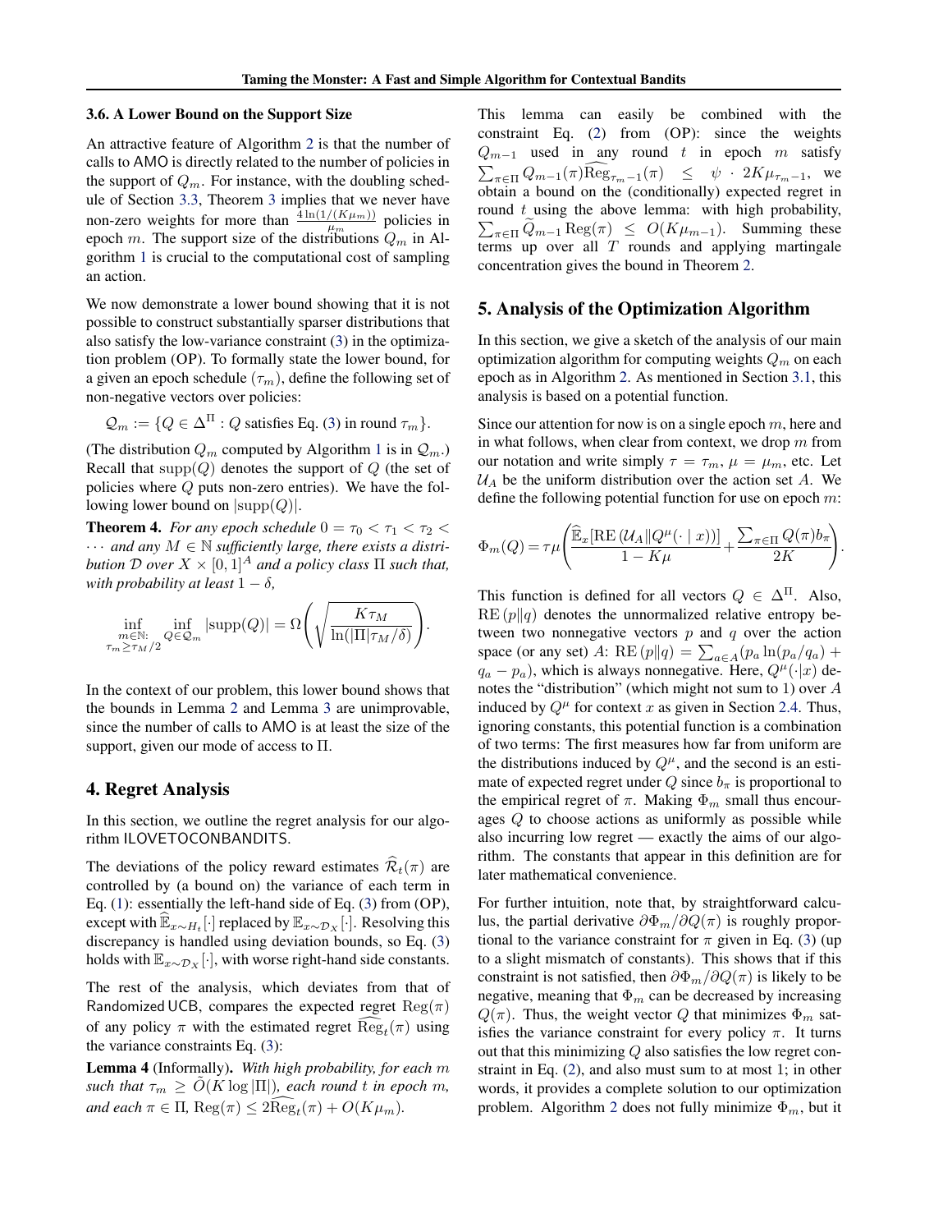### 3.6. A Lower Bound on the Support Size

An attractive feature of Algorithm 2 is that the number of calls to AMO is directly related to the number of policies in the support of $Q_m$. For instance, with the doubling schedule of Section 3.3, Theorem 3 implies that we never have non-zero weights for more than $\frac{4\ln(1/(K\mu_m))}{\mu_m}$ policies in epoch $m$. The support size of the distributions $Q_m$ in Algorithm 1 is crucial to the computational cost of sampling an action.

We now demonstrate a lower bound showing that it is not possible to construct substantially sparser distributions that also satisfy the low-variance constraint (3) in the optimization problem (OP). To formally state the lower bound, for a given an epoch schedule $(\tau_m)$, define the following set of non-negative vectors over policies:

$$\mathcal{Q}_m := \{Q \in \Delta^\Pi : Q \text{ satisfies Eq. (3) in round } \tau_m\}.$$

(The distribution $Q_m$ computed by Algorithm 1 is in $\mathcal{Q}_m$.) Recall that $\mathrm{supp}(Q)$ denotes the support of $Q$ (the set of policies where $Q$ puts non-zero entries). We have the following lower bound on $|\mathrm{supp}(Q)|$.

**Theorem 4.** *For any epoch schedule $0 = \tau_0 < \tau_1 < \tau_2 < \cdots$ and any $M \in \mathbb{N}$ sufficiently large, there exists a distribution $\mathcal{D}$ over $X \times [0,1]^A$ and a policy class $\Pi$ such that, with probability at least $1-\delta$,*

$$\inf_{\substack{m\in\mathbb{N}:\\ \tau_m \geq \tau_M/2}} \inf_{Q\in\mathcal{Q}_m} |\mathrm{supp}(Q)| = \Omega\left(\sqrt{\frac{K\tau_M}{\ln(|\Pi|\tau_M/\delta)}}\right).$$

In the context of our problem, this lower bound shows that the bounds in Lemma 2 and Lemma 3 are unimprovable, since the number of calls to AMO is at least the size of the support, given our mode of access to $\Pi$.

## 4. Regret Analysis

In this section, we outline the regret analysis for our algorithm ILOVETOCONBANDITS.

The deviations of the policy reward estimates $\widehat{\mathcal{R}}_t(\pi)$ are controlled by (a bound on) the variance of each term in Eq. (1): essentially the left-hand side of Eq. (3) from (OP), except with $\widehat{\mathbb{E}}_{x\sim H_t}[\cdot]$ replaced by $\mathbb{E}_{x\sim\mathcal{D}_X}[\cdot]$. Resolving this discrepancy is handled using deviation bounds, so Eq. (3) holds with $\mathbb{E}_{x\sim\mathcal{D}_X}[\cdot]$, with worse right-hand side constants.

The rest of the analysis, which deviates from that of Randomized UCB, compares the expected regret $\mathrm{Reg}(\pi)$ of any policy $\pi$ with the estimated regret $\widehat{\mathrm{Reg}}_t(\pi)$ using the variance constraints Eq. (3):

**Lemma 4** (Informally). *With high probability, for each $m$ such that $\tau_m \geq \tilde{O}(K\log|\Pi|)$, each round $t$ in epoch $m$, and each $\pi\in\Pi$, $\mathrm{Reg}(\pi) \leq 2\widehat{\mathrm{Reg}}_t(\pi) + O(K\mu_m)$.*

This lemma can easily be combined with the constraint Eq. (2) from (OP): since the weights $Q_{m-1}$ used in any round $t$ in epoch $m$ satisfy $\sum_{\pi\in\Pi} Q_{m-1}(\pi)\widehat{\mathrm{Reg}}_{\tau_m-1}(\pi) \leq \psi\cdot 2K\mu_{\tau_m-1}$, we obtain a bound on the (conditionally) expected regret in round $t$ using the above lemma: with high probability, $\sum_{\pi\in\Pi}\widetilde{Q}_{m-1}\mathrm{Reg}(\pi) \leq O(K\mu_{m-1})$. Summing these terms up over all $T$ rounds and applying martingale concentration gives the bound in Theorem 2.

## 5. Analysis of the Optimization Algorithm

In this section, we give a sketch of the analysis of our main optimization algorithm for computing weights $Q_m$ on each epoch as in Algorithm 2. As mentioned in Section 3.1, this analysis is based on a potential function.

Since our attention for now is on a single epoch $m$, here and in what follows, when clear from context, we drop $m$ from our notation and write simply $\tau = \tau_m$, $\mu = \mu_m$, etc. Let $\mathcal{U}_A$ be the uniform distribution over the action set $A$. We define the following potential function for use on epoch $m$:

$$\Phi_m(Q) = \tau\mu\left(\frac{\widehat{\mathbb{E}}_x[\mathrm{RE}\left(\mathcal{U}_A \| Q^\mu(\cdot\mid x)\right)]}{1-K\mu} + \frac{\sum_{\pi\in\Pi}Q(\pi)b_\pi}{2K}\right).$$

This function is defined for all vectors $Q \in \Delta^\Pi$. Also, $\mathrm{RE}\left(p\|q\right)$ denotes the unnormalized relative entropy between two nonnegative vectors $p$ and $q$ over the action space (or any set) $A$: $\mathrm{RE}\left(p\|q\right) = \sum_{a\in A}(p_a\ln(p_a/q_a) + q_a - p_a)$, which is always nonnegative. Here, $Q^\mu(\cdot|x)$ denotes the "distribution" (which might not sum to 1) over $A$ induced by $Q^\mu$ for context $x$ as given in Section 2.4. Thus, ignoring constants, this potential function is a combination of two terms: The first measures how far from uniform are the distributions induced by $Q^\mu$, and the second is an estimate of expected regret under $Q$ since $b_\pi$ is proportional to the empirical regret of $\pi$. Making $\Phi_m$ small thus encourages $Q$ to choose actions as uniformly as possible while also incurring low regret — exactly the aims of our algorithm. The constants that appear in this definition are for later mathematical convenience.

For further intuition, note that, by straightforward calculus, the partial derivative $\partial\Phi_m/\partial Q(\pi)$ is roughly proportional to the variance constraint for $\pi$ given in Eq. (3) (up to a slight mismatch of constants). This shows that if this constraint is not satisfied, then $\partial\Phi_m/\partial Q(\pi)$ is likely to be negative, meaning that $\Phi_m$ can be decreased by increasing $Q(\pi)$. Thus, the weight vector $Q$ that minimizes $\Phi_m$ satisfies the variance constraint for every policy $\pi$. It turns out that this minimizing $Q$ also satisfies the low regret constraint in Eq. (2), and also must sum to at most 1; in other words, it provides a complete solution to our optimization problem. Algorithm 2 does not fully minimize $\Phi_m$, but it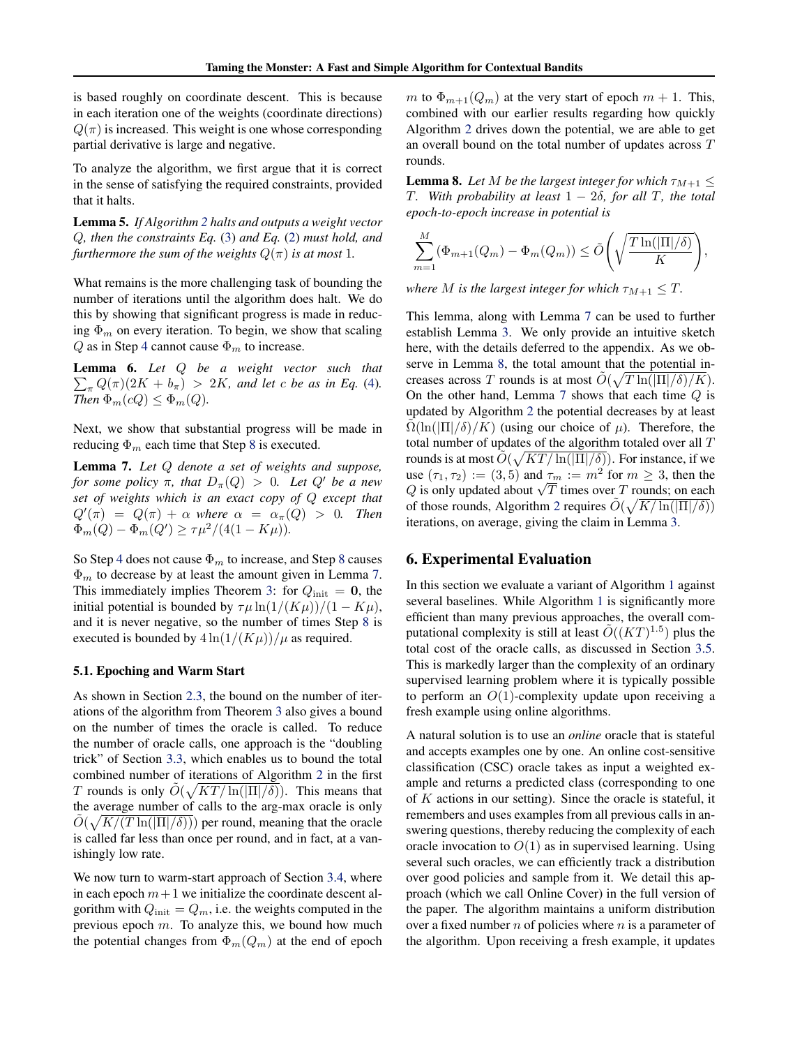is based roughly on coordinate descent. This is because in each iteration one of the weights (coordinate directions) $Q(\pi)$ is increased. This weight is one whose corresponding partial derivative is large and negative.

To analyze the algorithm, we first argue that it is correct in the sense of satisfying the required constraints, provided that it halts.

**Lemma 5.** *If Algorithm 2 halts and outputs a weight vector $Q$, then the constraints Eq. (3) and Eq. (2) must hold, and furthermore the sum of the weights $Q(\pi)$ is at most 1.*

What remains is the more challenging task of bounding the number of iterations until the algorithm does halt. We do this by showing that significant progress is made in reducing $\Phi_m$ on every iteration. To begin, we show that scaling $Q$ as in Step 4 cannot cause $\Phi_m$ to increase.

**Lemma 6.** *Let $Q$ be a weight vector such that $\sum_\pi Q(\pi)(2K + b_\pi) > 2K$, and let $c$ be as in Eq. (4). Then $\Phi_m(cQ) \leq \Phi_m(Q)$.*

Next, we show that substantial progress will be made in reducing $\Phi_m$ each time that Step 8 is executed.

**Lemma 7.** *Let $Q$ denote a set of weights and suppose, for some policy $\pi$, that $D_\pi(Q) > 0$. Let $Q'$ be a new set of weights which is an exact copy of $Q$ except that $Q'(\pi) = Q(\pi) + \alpha$ where $\alpha = \alpha_\pi(Q) > 0$. Then $\Phi_m(Q) - \Phi_m(Q') \geq \tau\mu^2/(4(1 - K\mu))$.*

So Step 4 does not cause $\Phi_m$ to increase, and Step 8 causes $\Phi_m$ to decrease by at least the amount given in Lemma 7. This immediately implies Theorem 3: for $Q_{\text{init}} = \mathbf{0}$, the initial potential is bounded by $\tau\mu\ln(1/(K\mu))/(1 - K\mu)$, and it is never negative, so the number of times Step 8 is executed is bounded by $4\ln(1/(K\mu))/\mu$ as required.

### 5.1. Epoching and Warm Start

As shown in Section 2.3, the bound on the number of iterations of the algorithm from Theorem 3 also gives a bound on the number of times the oracle is called. To reduce the number of oracle calls, one approach is the "doubling trick" of Section 3.3, which enables us to bound the total combined number of iterations of Algorithm 2 in the first $T$ rounds is only $\tilde{O}(\sqrt{KT/\ln(|\Pi|/\delta)})$. This means that the average number of calls to the arg-max oracle is only $\tilde{O}(\sqrt{K/(T\ln(|\Pi|/\delta))})$ per round, meaning that the oracle is called far less than once per round, and in fact, at a vanishingly low rate.

We now turn to warm-start approach of Section 3.4, where in each epoch $m+1$ we initialize the coordinate descent algorithm with $Q_{\text{init}} = Q_m$, i.e. the weights computed in the previous epoch $m$. To analyze this, we bound how much the potential changes from $\Phi_m(Q_m)$ at the end of epoch $m$ to $\Phi_{m+1}(Q_m)$ at the very start of epoch $m+1$. This, combined with our earlier results regarding how quickly Algorithm 2 drives down the potential, we are able to get an overall bound on the total number of updates across $T$ rounds.

**Lemma 8.** *Let $M$ be the largest integer for which $\tau_{M+1} \leq T$. With probability at least $1 - 2\delta$, for all $T$, the total epoch-to-epoch increase in potential is*

$$\sum_{m=1}^{M} (\Phi_{m+1}(Q_m) - \Phi_m(Q_m)) \leq \tilde{O}\left(\sqrt{\frac{T\ln(|\Pi|/\delta)}{K}}\right),$$

*where $M$ is the largest integer for which $\tau_{M+1} \leq T$.*

This lemma, along with Lemma 7 can be used to further establish Lemma 3. We only provide an intuitive sketch here, with the details deferred to the appendix. As we observe in Lemma 8, the total amount that the potential increases across $T$ rounds is at most $\tilde{O}(\sqrt{T\ln(|\Pi|/\delta)/K})$. On the other hand, Lemma 7 shows that each time $Q$ is updated by Algorithm 2 the potential decreases by at least $\tilde{\Omega}(\ln(|\Pi|/\delta)/K)$ (using our choice of $\mu$). Therefore, the total number of updates of the algorithm totaled over all $T$ rounds is at most $\tilde{O}(\sqrt{KT/\ln(|\Pi|/\delta)})$. For instance, if we use $(\tau_1, \tau_2) := (3, 5)$ and $\tau_m := m^2$ for $m \geq 3$, then the $Q$ is only updated about $\sqrt{T}$ times over $T$ rounds; on each of those rounds, Algorithm 2 requires $\tilde{O}(\sqrt{K/\ln(|\Pi|/\delta)})$ iterations, on average, giving the claim in Lemma 3.

## 6. Experimental Evaluation

In this section we evaluate a variant of Algorithm 1 against several baselines. While Algorithm 1 is significantly more efficient than many previous approaches, the overall computational complexity is still at least $\tilde{O}((KT)^{1.5})$ plus the total cost of the oracle calls, as discussed in Section 3.5. This is markedly larger than the complexity of an ordinary supervised learning problem where it is typically possible to perform an $O(1)$-complexity update upon receiving a fresh example using online algorithms.

A natural solution is to use an *online* oracle that is stateful and accepts examples one by one. An online cost-sensitive classification (CSC) oracle takes as input a weighted example and returns a predicted class (corresponding to one of $K$ actions in our setting). Since the oracle is stateful, it remembers and uses examples from all previous calls in answering questions, thereby reducing the complexity of each oracle invocation to $O(1)$ as in supervised learning. Using several such oracles, we can efficiently track a distribution over good policies and sample from it. We detail this approach (which we call Online Cover) in the full version of the paper. The algorithm maintains a uniform distribution over a fixed number $n$ of policies where $n$ is a parameter of the algorithm. Upon receiving a fresh example, it updates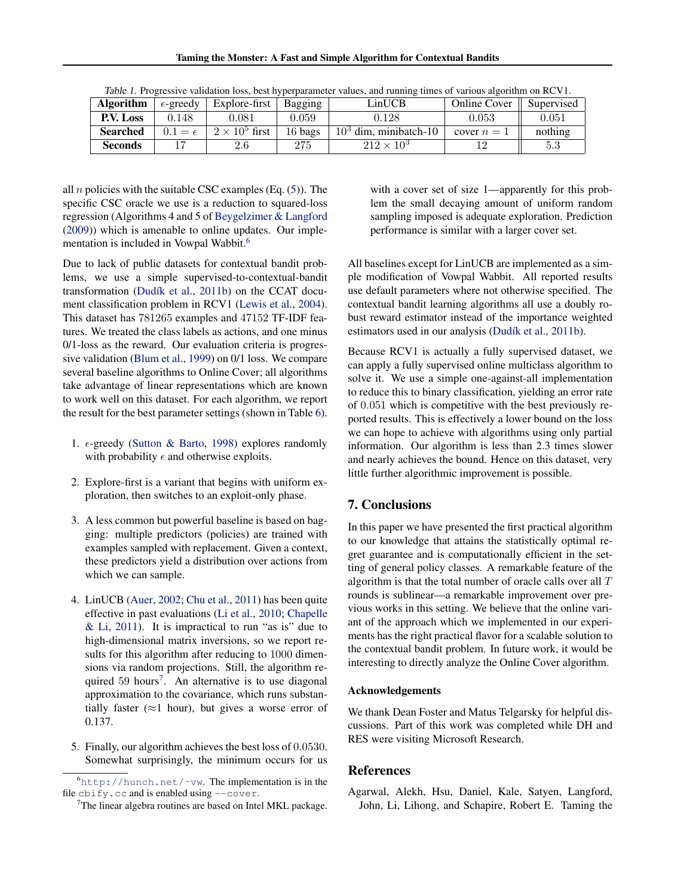Table 1. Progressive validation loss, best hyperparameter values, and running times of various algorithm on RCV1.

| **Algorithm** | $\epsilon$-greedy | Explore-first | Bagging | LinUCB | Online Cover | Supervised |
|---|---|---|---|---|---|---|
| **P.V. Loss** | 0.148 | 0.081 | 0.059 | 0.128 | 0.053 | 0.051 |
| **Searched** | $0.1 = \epsilon$ | $2 \times 10^5$ first | 16 bags | $10^3$ dim, minibatch-10 | cover $n = 1$ | nothing |
| **Seconds** | 17 | 2.6 | 275 | $212 \times 10^3$ | 12 | 5.3 |

all $n$ policies with the suitable CSC examples (Eq. (5)). The specific CSC oracle we use is a reduction to squared-loss regression (Algorithms 4 and 5 of Beygelzimer & Langford (2009)) which is amenable to online updates. Our implementation is included in Vowpal Wabbit.[6]

Due to lack of public datasets for contextual bandit problems, we use a simple supervised-to-contextual-bandit transformation (Dudík et al., 2011b) on the CCAT document classification problem in RCV1 (Lewis et al., 2004). This dataset has 781265 examples and 47152 TF-IDF features. We treated the class labels as actions, and one minus 0/1-loss as the reward. Our evaluation criteria is progressive validation (Blum et al., 1999) on 0/1 loss. We compare several baseline algorithms to Online Cover; all algorithms take advantage of linear representations which are known to work well on this dataset. For each algorithm, we report the result for the best parameter settings (shown in Table 6).

1. $\epsilon$-greedy (Sutton & Barto, 1998) explores randomly with probability $\epsilon$ and otherwise exploits.

2. Explore-first is a variant that begins with uniform exploration, then switches to an exploit-only phase.

3. A less common but powerful baseline is based on bagging: multiple predictors (policies) are trained with examples sampled with replacement. Given a context, these predictors yield a distribution over actions from which we can sample.

4. LinUCB (Auer, 2002; Chu et al., 2011) has been quite effective in past evaluations (Li et al., 2010; Chapelle & Li, 2011). It is impractical to run "as is" due to high-dimensional matrix inversions, so we report results for this algorithm after reducing to 1000 dimensions via random projections. Still, the algorithm required 59 hours[7]. An alternative is to use diagonal approximation to the covariance, which runs substantially faster ($\approx$1 hour), but gives a worse error of 0.137.

5. Finally, our algorithm achieves the best loss of 0.0530. Somewhat surprisingly, the minimum occurs for us with a cover set of size 1—apparently for this problem the small decaying amount of uniform random sampling imposed is adequate exploration. Prediction performance is similar with a larger cover set.

All baselines except for LinUCB are implemented as a simple modification of Vowpal Wabbit. All reported results use default parameters where not otherwise specified. The contextual bandit learning algorithms all use a doubly robust reward estimator instead of the importance weighted estimators used in our analysis (Dudík et al., 2011b).

Because RCV1 is actually a fully supervised dataset, we can apply a fully supervised online multiclass algorithm to solve it. We use a simple one-against-all implementation to reduce this to binary classification, yielding an error rate of 0.051 which is competitive with the best previously reported results. This is effectively a lower bound on the loss we can hope to achieve with algorithms using only partial information. Our algorithm is less than 2.3 times slower and nearly achieves the bound. Hence on this dataset, very little further algorithmic improvement is possible.

## 7. Conclusions

In this paper we have presented the first practical algorithm to our knowledge that attains the statistically optimal regret guarantee and is computationally efficient in the setting of general policy classes. A remarkable feature of the algorithm is that the total number of oracle calls over all $T$ rounds is sublinear—a remarkable improvement over previous works in this setting. We believe that the online variant of the approach which we implemented in our experiments has the right practical flavor for a scalable solution to the contextual bandit problem. In future work, it would be interesting to directly analyze the Online Cover algorithm.

### Acknowledgements

We thank Dean Foster and Matus Telgarsky for helpful discussions. Part of this work was completed while DH and RES were visiting Microsoft Research.

## References

Agarwal, Alekh, Hsu, Daniel, Kale, Satyen, Langford, John, Li, Lihong, and Schapire, Robert E. Taming the

---

[6] `http://hunch.net/~vw`. The implementation is in the file `cbify.cc` and is enabled using `--cover`.

[7] The linear algebra routines are based on Intel MKL package.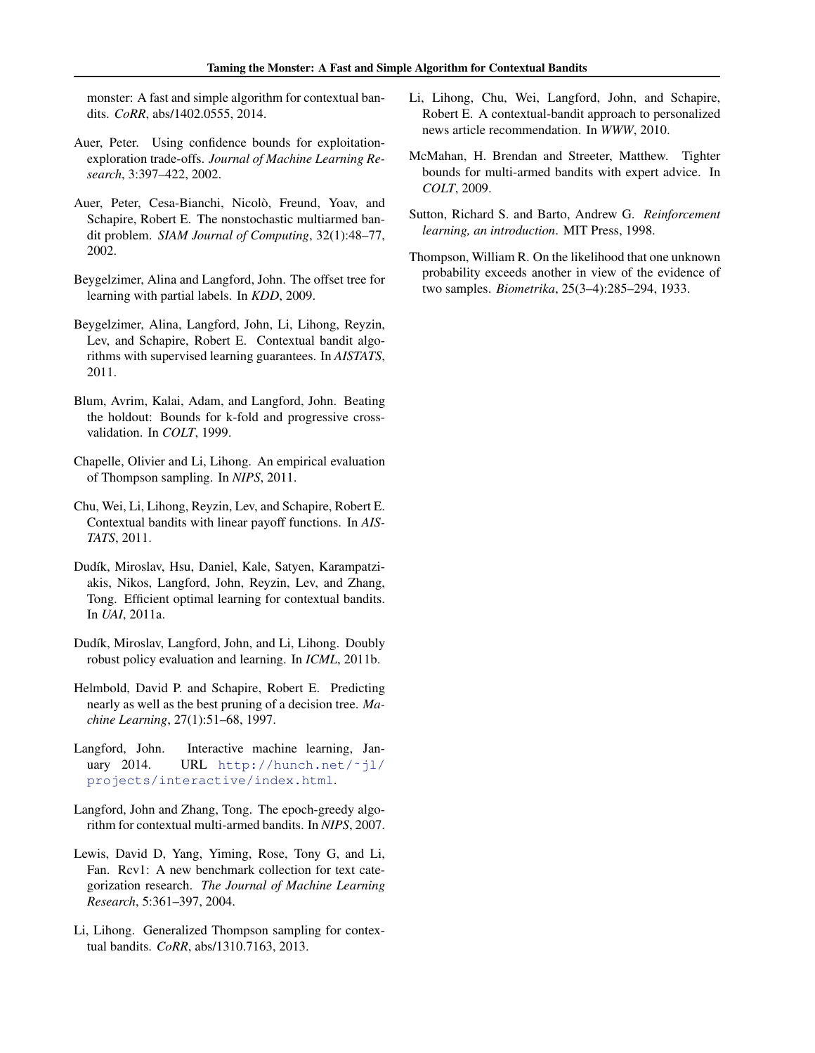monster: A fast and simple algorithm for contextual bandits. *CoRR*, abs/1402.0555, 2014.

Auer, Peter. Using confidence bounds for exploitation-exploration trade-offs. *Journal of Machine Learning Research*, 3:397–422, 2002.

Auer, Peter, Cesa-Bianchi, Nicolò, Freund, Yoav, and Schapire, Robert E. The nonstochastic multiarmed bandit problem. *SIAM Journal of Computing*, 32(1):48–77, 2002.

Beygelzimer, Alina and Langford, John. The offset tree for learning with partial labels. In *KDD*, 2009.

Beygelzimer, Alina, Langford, John, Li, Lihong, Reyzin, Lev, and Schapire, Robert E. Contextual bandit algorithms with supervised learning guarantees. In *AISTATS*, 2011.

Blum, Avrim, Kalai, Adam, and Langford, John. Beating the holdout: Bounds for k-fold and progressive cross-validation. In *COLT*, 1999.

Chapelle, Olivier and Li, Lihong. An empirical evaluation of Thompson sampling. In *NIPS*, 2011.

Chu, Wei, Li, Lihong, Reyzin, Lev, and Schapire, Robert E. Contextual bandits with linear payoff functions. In *AISTATS*, 2011.

Dudík, Miroslav, Hsu, Daniel, Kale, Satyen, Karampatziakis, Nikos, Langford, John, Reyzin, Lev, and Zhang, Tong. Efficient optimal learning for contextual bandits. In *UAI*, 2011a.

Dudík, Miroslav, Langford, John, and Li, Lihong. Doubly robust policy evaluation and learning. In *ICML*, 2011b.

Helmbold, David P. and Schapire, Robert E. Predicting nearly as well as the best pruning of a decision tree. *Machine Learning*, 27(1):51–68, 1997.

Langford, John. Interactive machine learning, January 2014. URL http://hunch.net/~jl/projects/interactive/index.html.

Langford, John and Zhang, Tong. The epoch-greedy algorithm for contextual multi-armed bandits. In *NIPS*, 2007.

Lewis, David D, Yang, Yiming, Rose, Tony G, and Li, Fan. Rcv1: A new benchmark collection for text categorization research. *The Journal of Machine Learning Research*, 5:361–397, 2004.

Li, Lihong. Generalized Thompson sampling for contextual bandits. *CoRR*, abs/1310.7163, 2013.

Li, Lihong, Chu, Wei, Langford, John, and Schapire, Robert E. A contextual-bandit approach to personalized news article recommendation. In *WWW*, 2010.

McMahan, H. Brendan and Streeter, Matthew. Tighter bounds for multi-armed bandits with expert advice. In *COLT*, 2009.

Sutton, Richard S. and Barto, Andrew G. *Reinforcement learning, an introduction*. MIT Press, 1998.

Thompson, William R. On the likelihood that one unknown probability exceeds another in view of the evidence of two samples. *Biometrika*, 25(3–4):285–294, 1933.